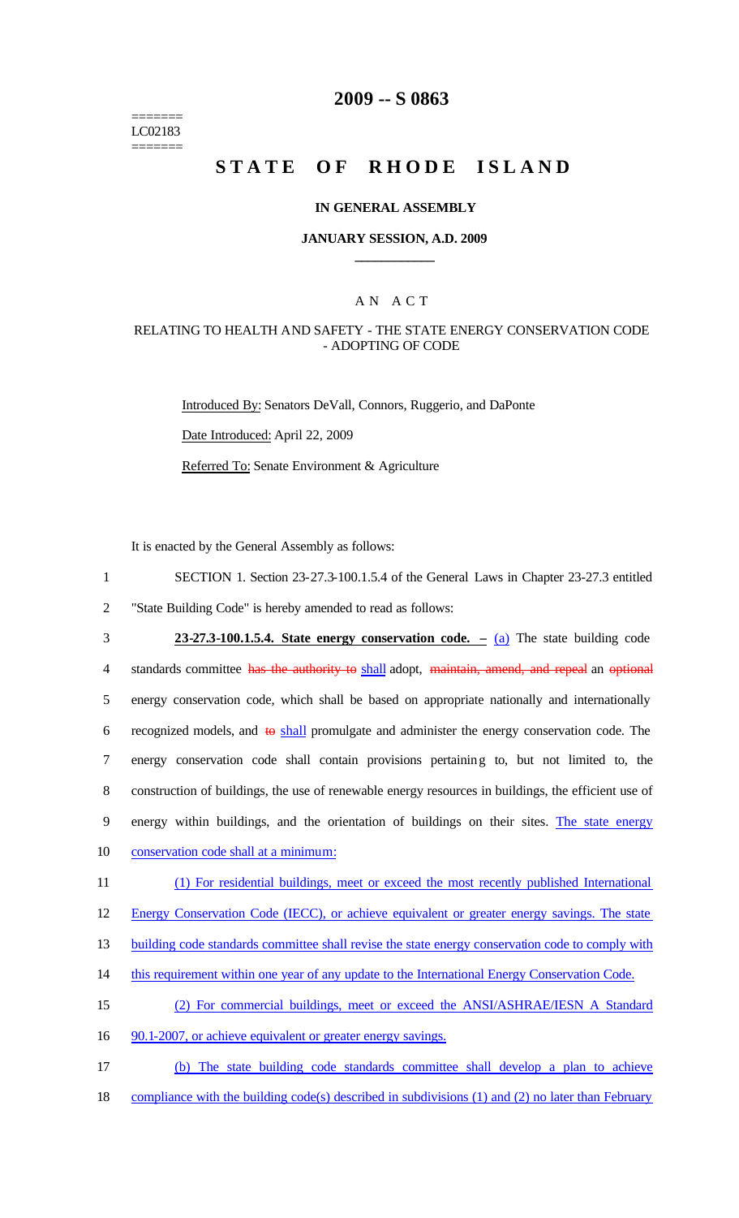=======
LC02183
=======

# 2009 -- S 0863

# STATE OF RHODE ISLAND

## IN GENERAL ASSEMBLY

### JANUARY SESSION, A.D. 2009

---

A N A C T

RELATING TO HEALTH AND SAFETY - THE STATE ENERGY CONSERVATION CODE - ADOPTING OF CODE

Introduced By: Senators DeVall, Connors, Ruggerio, and DaPonte

Date Introduced: April 22, 2009

Referred To: Senate Environment & Agriculture

It is enacted by the General Assembly as follows:

SECTION 1. Section 23-27.3-100.1.5.4 of the General Laws in Chapter 23-27.3 entitled "State Building Code" is hereby amended to read as follows:

**23-27.3-100.1.5.4. State energy conservation code. –** (a) The state building code standards committee ~~has the authority to~~ shall adopt, ~~maintain, amend, and repeal~~ an ~~optional~~ energy conservation code, which shall be based on appropriate nationally and internationally recognized models, and ~~to~~ shall promulgate and administer the energy conservation code. The energy conservation code shall contain provisions pertaining to, but not limited to, the construction of buildings, the use of renewable energy resources in buildings, the efficient use of energy within buildings, and the orientation of buildings on their sites. The state energy conservation code shall at a minimum:

(1) For residential buildings, meet or exceed the most recently published International Energy Conservation Code (IECC), or achieve equivalent or greater energy savings. The state building code standards committee shall revise the state energy conservation code to comply with this requirement within one year of any update to the International Energy Conservation Code.

(2) For commercial buildings, meet or exceed the ANSI/ASHRAE/IESN A Standard 90.1-2007, or achieve equivalent or greater energy savings.

(b) The state building code standards committee shall develop a plan to achieve compliance with the building code(s) described in subdivisions (1) and (2) no later than February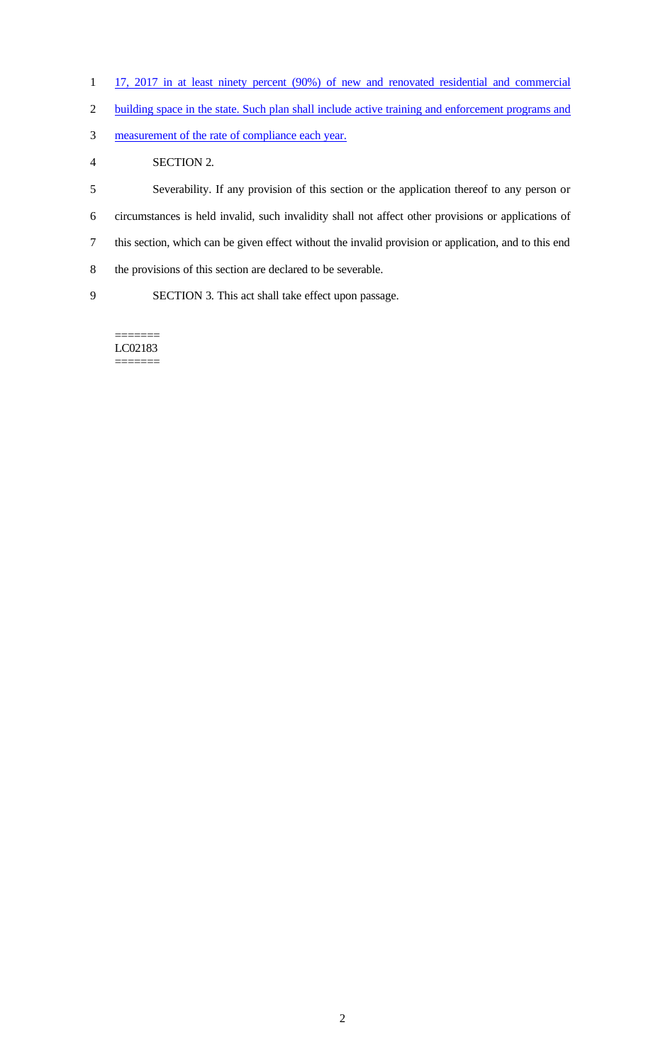17, 2017 in at least ninety percent (90%) of new and renovated residential and commercial building space in the state. Such plan shall include active training and enforcement programs and measurement of the rate of compliance each year.

SECTION 2.

Severability. If any provision of this section or the application thereof to any person or circumstances is held invalid, such invalidity shall not affect other provisions or applications of this section, which can be given effect without the invalid provision or application, and to this end the provisions of this section are declared to be severable.

SECTION 3. This act shall take effect upon passage.

=======
LC02183
=======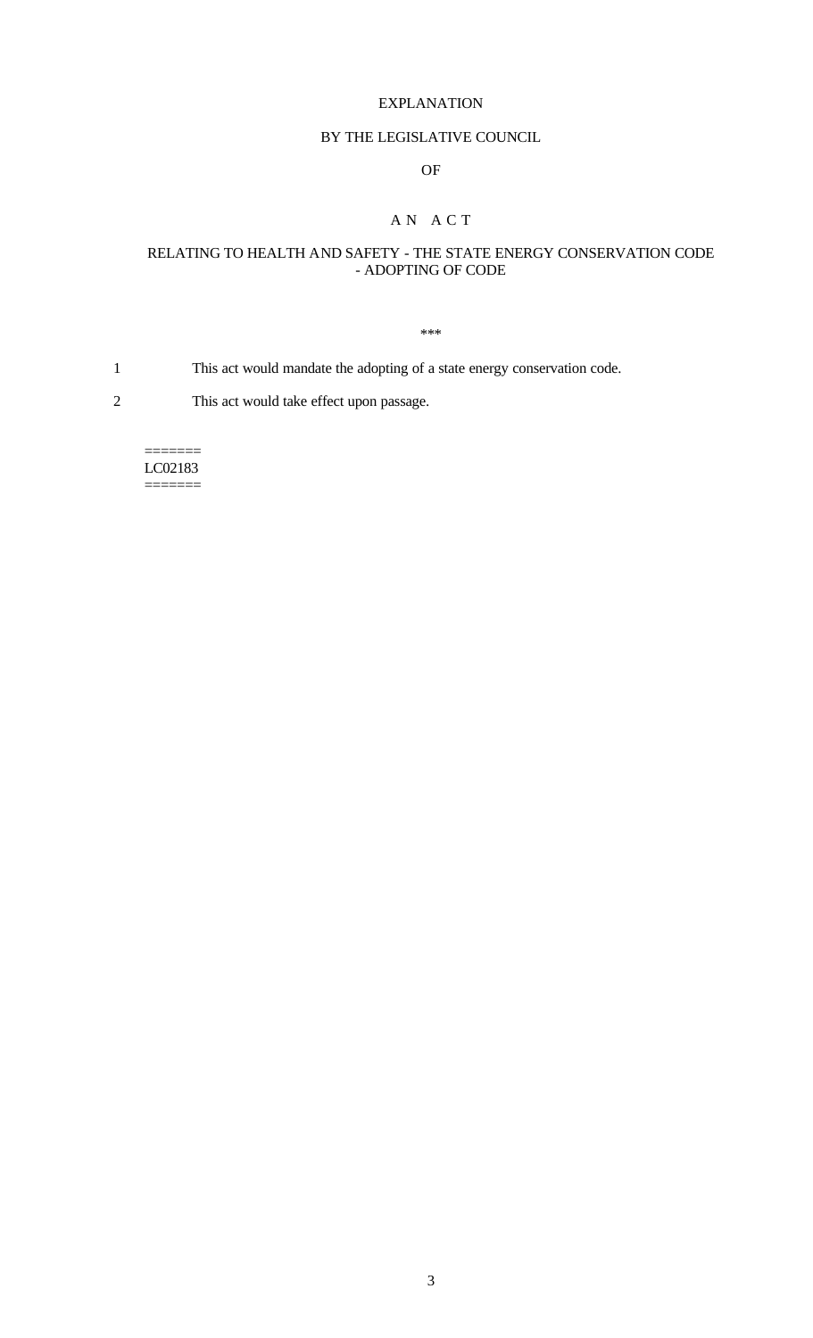EXPLANATION

BY THE LEGISLATIVE COUNCIL

OF

A N A C T

RELATING TO HEALTH AND SAFETY - THE STATE ENERGY CONSERVATION CODE - ADOPTING OF CODE

\*\*\*

1 This act would mandate the adopting of a state energy conservation code.

2 This act would take effect upon passage.

=======
LC02183
=======